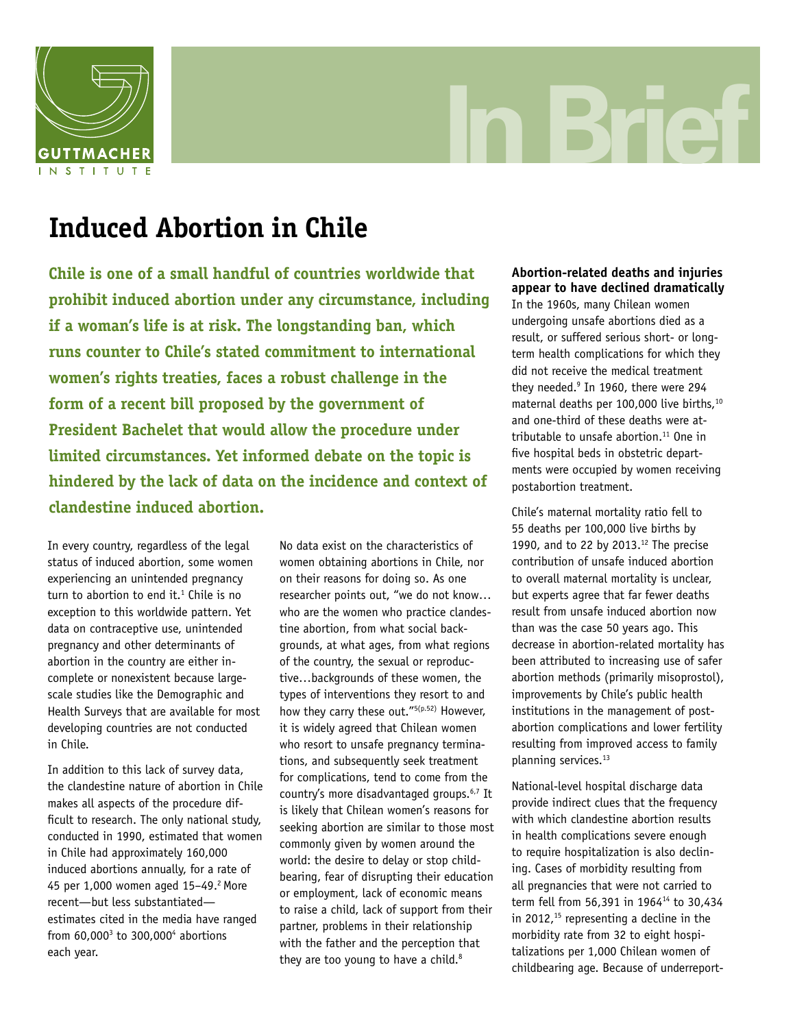# Induced Abortion in Chile

**Chile is one of a small handful of countries worldwide that prohibit induced abortion under any circumstance, including if a woman's life is at risk. The longstanding ban, which runs counter to Chile's stated commitment to international women's rights treaties, faces a robust challenge in the form of a recent bill proposed by the government of President Bachelet that would allow the procedure under limited circumstances. Yet informed debate on the topic is hindered by the lack of data on the incidence and context of clandestine induced abortion.**

In every country, regardless of the legal status of induced abortion, some women experiencing an unintended pregnancy turn to abortion to end it.[1] Chile is no exception to this worldwide pattern. Yet data on contraceptive use, unintended pregnancy and other determinants of abortion in the country are either incomplete or nonexistent because large-scale studies like the Demographic and Health Surveys that are available for most developing countries are not conducted in Chile.

In addition to this lack of survey data, the clandestine nature of abortion in Chile makes all aspects of the procedure difficult to research. The only national study, conducted in 1990, estimated that women in Chile had approximately 160,000 induced abortions annually, for a rate of 45 per 1,000 women aged 15–49.[2] More recent—but less substantiated—estimates cited in the media have ranged from 60,000[3] to 300,000[4] abortions each year.

No data exist on the characteristics of women obtaining abortions in Chile, nor on their reasons for doing so. As one researcher points out, "we do not know… who are the women who practice clandestine abortion, from what social backgrounds, at what ages, from what regions of the country, the sexual or reproductive…backgrounds of these women, the types of interventions they resort to and how they carry these out."[5(p.52)] However, it is widely agreed that Chilean women who resort to unsafe pregnancy terminations, and subsequently seek treatment for complications, tend to come from the country's more disadvantaged groups.[6,7] It is likely that Chilean women's reasons for seeking abortion are similar to those most commonly given by women around the world: the desire to delay or stop childbearing, fear of disrupting their education or employment, lack of economic means to raise a child, lack of support from their partner, problems in their relationship with the father and the perception that they are too young to have a child.[8]

### Abortion-related deaths and injuries appear to have declined dramatically

In the 1960s, many Chilean women undergoing unsafe abortions died as a result, or suffered serious short- or long-term health complications for which they did not receive the medical treatment they needed.[9] In 1960, there were 294 maternal deaths per 100,000 live births,[10] and one-third of these deaths were attributable to unsafe abortion.[11] One in five hospital beds in obstetric departments were occupied by women receiving postabortion treatment.

Chile's maternal mortality ratio fell to 55 deaths per 100,000 live births by 1990, and to 22 by 2013.[12] The precise contribution of unsafe induced abortion to overall maternal mortality is unclear, but experts agree that far fewer deaths result from unsafe induced abortion now than was the case 50 years ago. This decrease in abortion-related mortality has been attributed to increasing use of safer abortion methods (primarily misoprostol), improvements by Chile's public health institutions in the management of postabortion complications and lower fertility resulting from improved access to family planning services.[13]

National-level hospital discharge data provide indirect clues that the frequency with which clandestine abortion results in health complications severe enough to require hospitalization is also declining. Cases of morbidity resulting from all pregnancies that were not carried to term fell from 56,391 in 1964[14] to 30,434 in 2012,[15] representing a decline in the morbidity rate from 32 to eight hospitalizations per 1,000 Chilean women of childbearing age. Because of underreport-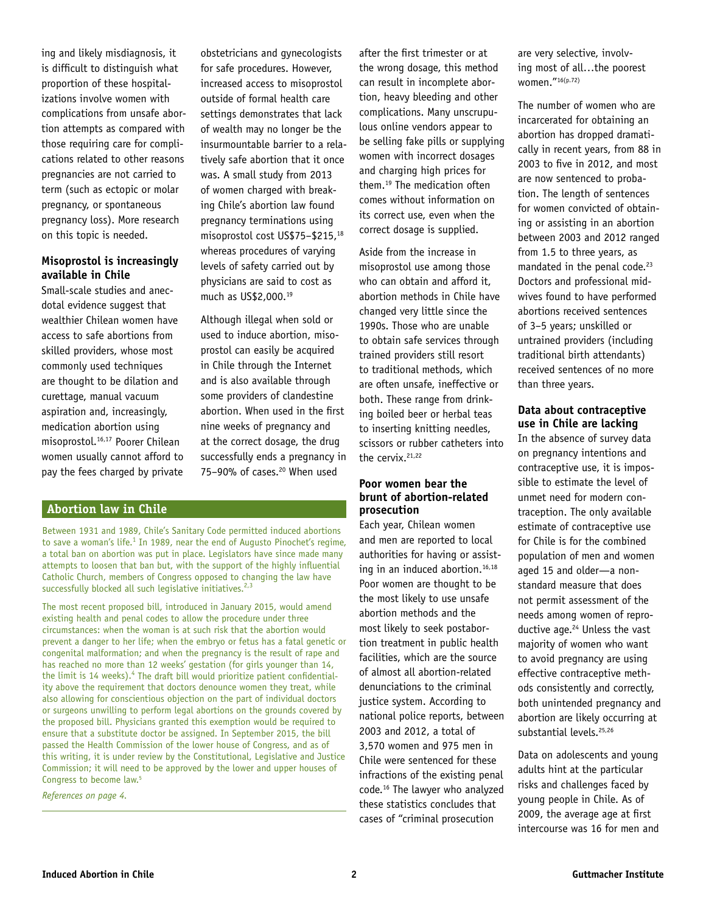ing and likely misdiagnosis, it is difficult to distinguish what proportion of these hospitalizations involve women with complications from unsafe abortion attempts as compared with those requiring care for complications related to other reasons pregnancies are not carried to term (such as ectopic or molar pregnancy, or spontaneous pregnancy loss). More research on this topic is needed.

### Misoprostol is increasingly available in Chile

Small-scale studies and anecdotal evidence suggest that wealthier Chilean women have access to safe abortions from skilled providers, whose most commonly used techniques are thought to be dilation and curettage, manual vacuum aspiration and, increasingly, medication abortion using misoprostol.[16,17] Poorer Chilean women usually cannot afford to pay the fees charged by private obstetricians and gynecologists for safe procedures. However, increased access to misoprostol outside of formal health care settings demonstrates that lack of wealth may no longer be the insurmountable barrier to a relatively safe abortion that it once was. A small study from 2013 of women charged with breaking Chile's abortion law found pregnancy terminations using misoprostol cost US$75–$215,[18] whereas procedures of varying levels of safety carried out by physicians are said to cost as much as US$2,000.[19]

Although illegal when sold or used to induce abortion, misoprostol can easily be acquired in Chile through the Internet and is also available through some providers of clandestine abortion. When used in the first nine weeks of pregnancy and at the correct dosage, the drug successfully ends a pregnancy in 75–90% of cases.[20] When used after the first trimester or at the wrong dosage, this method can result in incomplete abortion, heavy bleeding and other complications. Many unscrupulous online vendors appear to be selling fake pills or supplying women with incorrect dosages and charging high prices for them.[19] The medication often comes without information on its correct use, even when the correct dosage is supplied.

Aside from the increase in misoprostol use among those who can obtain and afford it, abortion methods in Chile have changed very little since the 1990s. Those who are unable to obtain safe services through trained providers still resort to traditional methods, which are often unsafe, ineffective or both. These range from drinking boiled beer or herbal teas to inserting knitting needles, scissors or rubber catheters into the cervix.[21,22]

### Poor women bear the brunt of abortion-related prosecution

Each year, Chilean women and men are reported to local authorities for having or assisting in an induced abortion.[16,18] Poor women are thought to be the most likely to use unsafe abortion methods and the most likely to seek postabortion treatment in public health facilities, which are the source of almost all abortion-related denunciations to the criminal justice system. According to national police reports, between 2003 and 2012, a total of 3,570 women and 975 men in Chile were sentenced for these infractions of the existing penal code.[16] The lawyer who analyzed these statistics concludes that cases of "criminal prosecution are very selective, involving most of all…the poorest women."[16(p.72)]

The number of women who are incarcerated for obtaining an abortion has dropped dramatically in recent years, from 88 in 2003 to five in 2012, and most are now sentenced to probation. The length of sentences for women convicted of obtaining or assisting in an abortion between 2003 and 2012 ranged from 1.5 to three years, as mandated in the penal code.[23] Doctors and professional midwives found to have performed abortions received sentences of 3–5 years; unskilled or untrained providers (including traditional birth attendants) received sentences of no more than three years.

### Data about contraceptive use in Chile are lacking

In the absence of survey data on pregnancy intentions and contraceptive use, it is impossible to estimate the level of unmet need for modern contraception. The only available estimate of contraceptive use for Chile is for the combined population of men and women aged 15 and older—a nonstandard measure that does not permit assessment of the needs among women of reproductive age.[24] Unless the vast majority of women who want to avoid pregnancy are using effective contraceptive methods consistently and correctly, both unintended pregnancy and abortion are likely occurring at substantial levels.[25,26]

Data on adolescents and young adults hint at the particular risks and challenges faced by young people in Chile. As of 2009, the average age at first intercourse was 16 for men and

### Abortion law in Chile

Between 1931 and 1989, Chile's Sanitary Code permitted induced abortions to save a woman's life.[1] In 1989, near the end of Augusto Pinochet's regime, a total ban on abortion was put in place. Legislators have since made many attempts to loosen that ban but, with the support of the highly influential Catholic Church, members of Congress opposed to changing the law have successfully blocked all such legislative initiatives.[2,3]

The most recent proposed bill, introduced in January 2015, would amend existing health and penal codes to allow the procedure under three circumstances: when the woman is at such risk that the abortion would prevent a danger to her life; when the embryo or fetus has a fatal genetic or congenital malformation; and when the pregnancy is the result of rape and has reached no more than 12 weeks' gestation (for girls younger than 14, the limit is 14 weeks).[4] The draft bill would prioritize patient confidentiality above the requirement that doctors denounce women they treat, while also allowing for conscientious objection on the part of individual doctors or surgeons unwilling to perform legal abortions on the grounds covered by the proposed bill. Physicians granted this exemption would be required to ensure that a substitute doctor be assigned. In September 2015, the bill passed the Health Commission of the lower house of Congress, and as of this writing, it is under review by the Constitutional, Legislative and Justice Commission; it will need to be approved by the lower and upper houses of Congress to become law.[5]

*References on page 4.*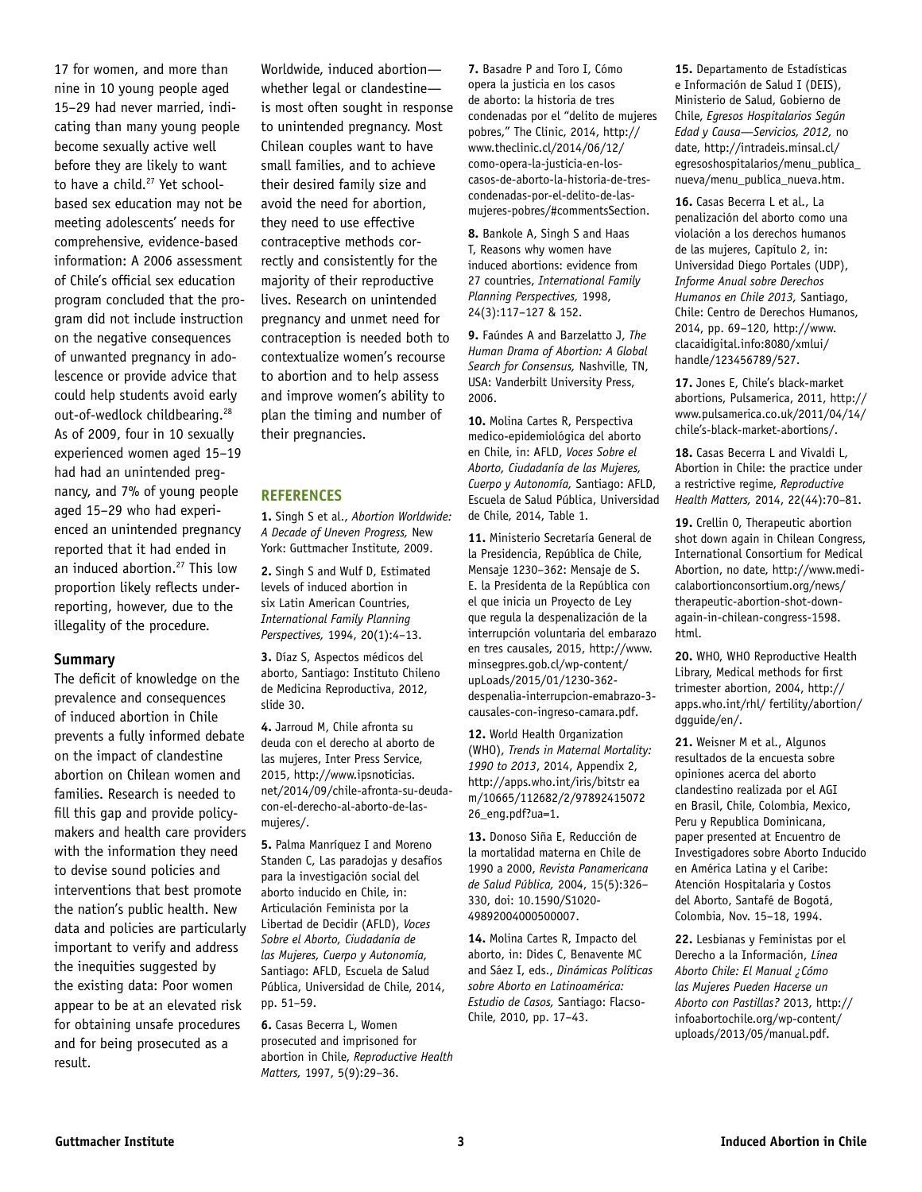17 for women, and more than nine in 10 young people aged 15–29 had never married, indicating than many young people become sexually active well before they are likely to want to have a child.[27] Yet school-based sex education may not be meeting adolescents' needs for comprehensive, evidence-based information: A 2006 assessment of Chile's official sex education program concluded that the program did not include instruction on the negative consequences of unwanted pregnancy in adolescence or provide advice that could help students avoid early out-of-wedlock childbearing.[28] As of 2009, four in 10 sexually experienced women aged 15–19 had had an unintended pregnancy, and 7% of young people aged 15–29 who had experienced an unintended pregnancy reported that it had ended in an induced abortion.[27] This low proportion likely reflects underreporting, however, due to the illegality of the procedure.

### Summary

The deficit of knowledge on the prevalence and consequences of induced abortion in Chile prevents a fully informed debate on the impact of clandestine abortion on Chilean women and families. Research is needed to fill this gap and provide policymakers and health care providers with the information they need to devise sound policies and interventions that best promote the nation's public health. New data and policies are particularly important to verify and address the inequities suggested by the existing data: Poor women appear to be at an elevated risk for obtaining unsafe procedures and for being prosecuted as a result.

Worldwide, induced abortion—whether legal or clandestine—is most often sought in response to unintended pregnancy. Most Chilean couples want to have small families, and to achieve their desired family size and avoid the need for abortion, they need to use effective contraceptive methods correctly and consistently for the majority of their reproductive lives. Research on unintended pregnancy and unmet need for contraception is needed both to contextualize women's recourse to abortion and to help assess and improve women's ability to plan the timing and number of their pregnancies.

## REFERENCES

**1.** Singh S et al., *Abortion Worldwide: A Decade of Uneven Progress,* New York: Guttmacher Institute, 2009.

**2.** Singh S and Wulf D, Estimated levels of induced abortion in six Latin American Countries, *International Family Planning Perspectives,* 1994, 20(1):4–13.

**3.** Díaz S, Aspectos médicos del aborto, Santiago: Instituto Chileno de Medicina Reproductiva, 2012, slide 30.

**4.** Jarroud M, Chile afronta su deuda con el derecho al aborto de las mujeres, Inter Press Service, 2015, http://www.ipsnoticias.net/2014/09/chile-afronta-su-deuda-con-el-derecho-al-aborto-de-las-mujeres/.

**5.** Palma Manríquez I and Moreno Standen C, Las paradojas y desafíos para la investigación social del aborto inducido en Chile, in: Articulación Feminista por la Libertad de Decidir (AFLD), *Voces Sobre el Aborto, Ciudadanía de las Mujeres, Cuerpo y Autonomía,* Santiago: AFLD, Escuela de Salud Pública, Universidad de Chile, 2014, pp. 51–59.

**6.** Casas Becerra L, Women prosecuted and imprisoned for abortion in Chile, *Reproductive Health Matters,* 1997, 5(9):29–36.

**7.** Basadre P and Toro I, Cómo opera la justicia en los casos de aborto: la historia de tres condenadas por el "delito de mujeres pobres," The Clinic, 2014, http://www.theclinic.cl/2014/06/12/como-opera-la-justicia-en-los-casos-de-aborto-la-historia-de-tres-condenadas-por-el-delito-de-las-mujeres-pobres/#commentsSection.

**8.** Bankole A, Singh S and Haas T, Reasons why women have induced abortions: evidence from 27 countries, *International Family Planning Perspectives,* 1998, 24(3):117–127 & 152.

**9.** Faúndes A and Barzelatto J, *The Human Drama of Abortion: A Global Search for Consensus,* Nashville, TN, USA: Vanderbilt University Press, 2006.

**10.** Molina Cartes R, Perspectiva medico-epidemiológica del aborto en Chile, in: AFLD, *Voces Sobre el Aborto, Ciudadanía de las Mujeres, Cuerpo y Autonomía,* Santiago: AFLD, Escuela de Salud Pública, Universidad de Chile, 2014, Table 1.

**11.** Ministerio Secretaría General de la Presidencia, República de Chile, Mensaje 1230–362: Mensaje de S. E. la Presidenta de la República con el que inicia un Proyecto de Ley que regula la despenalización de la interrupción voluntaria del embarazo en tres causales, 2015, http://www.minsegpres.gob.cl/wp-content/upLoads/2015/01/1230-362-despenalia-interrupcion-emabrazo-3-causales-con-ingreso-camara.pdf.

**12.** World Health Organization (WHO), *Trends in Maternal Mortality: 1990 to 2013*, 2014, Appendix 2, http://apps.who.int/iris/bitstream/10665/112682/2/9789241507226_eng.pdf?ua=1.

**13.** Donoso Siña E, Reducción de la mortalidad materna en Chile de 1990 a 2000, *Revista Panamericana de Salud Pública,* 2004, 15(5):326–330, doi: 10.1590/S1020-49892004000500007.

**14.** Molina Cartes R, Impacto del aborto, in: Dides C, Benavente MC and Sáez I, eds., *Dinámicas Políticas sobre Aborto en Latinoamérica: Estudio de Casos,* Santiago: Flacso-Chile, 2010, pp. 17–43.

**15.** Departamento de Estadísticas e Información de Salud I (DEIS), Ministerio de Salud, Gobierno de Chile, *Egresos Hospitalarios Según Edad y Causa—Servicios, 2012,* no date, http://intradeis.minsal.cl/egresoshospitalarios/menu_publica_nueva/menu_publica_nueva.htm.

**16.** Casas Becerra L et al., La penalización del aborto como una violación a los derechos humanos de las mujeres, Capítulo 2, in: Universidad Diego Portales (UDP), *Informe Anual sobre Derechos Humanos en Chile 2013,* Santiago, Chile: Centro de Derechos Humanos, 2014, pp. 69–120, http://www.clacaidigital.info:8080/xmlui/handle/123456789/527.

**17.** Jones E, Chile's black-market abortions, Pulsamerica, 2011, http://www.pulsamerica.co.uk/2011/04/14/chile's-black-market-abortions/.

**18.** Casas Becerra L and Vivaldi L, Abortion in Chile: the practice under a restrictive regime, *Reproductive Health Matters,* 2014, 22(44):70–81.

**19.** Crellin O, Therapeutic abortion shot down again in Chilean Congress, International Consortium for Medical Abortion, no date, http://www.medicalabortionconsortium.org/news/therapeutic-abortion-shot-down-again-in-chilean-congress-1598.html.

**20.** WHO, WHO Reproductive Health Library, Medical methods for first trimester abortion, 2004, http://apps.who.int/rhl/ fertility/abortion/dgguide/en/.

**21.** Weisner M et al., Algunos resultados de la encuesta sobre opiniones acerca del aborto clandestino realizada por el AGI en Brasil, Chile, Colombia, Mexico, Peru y Republica Dominicana, paper presented at Encuentro de Investigadores sobre Aborto Inducido en América Latina y el Caribe: Atención Hospitalaria y Costos del Aborto, Santafé de Bogotá, Colombia, Nov. 15–18, 1994.

**22.** Lesbianas y Feministas por el Derecho a la Información, *Línea Aborto Chile: El Manual ¿Cómo las Mujeres Pueden Hacerse un Aborto con Pastillas?* 2013, http://infoabortochile.org/wp-content/uploads/2013/05/manual.pdf.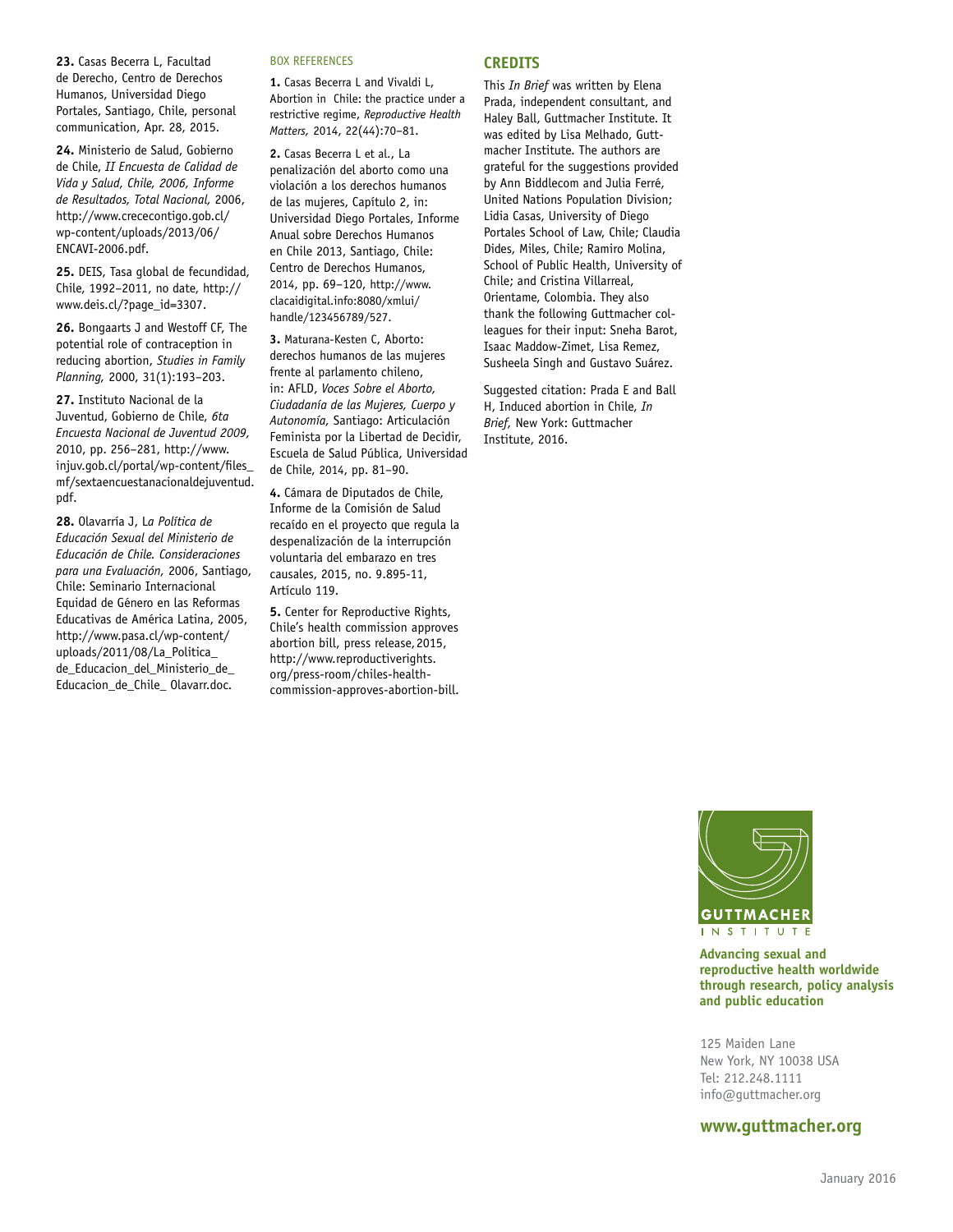**23.** Casas Becerra L, Facultad de Derecho, Centro de Derechos Humanos, Universidad Diego Portales, Santiago, Chile, personal communication, Apr. 28, 2015.

**24.** Ministerio de Salud, Gobierno de Chile, *II Encuesta de Calidad de Vida y Salud, Chile, 2006, Informe de Resultados, Total Nacional,* 2006, http://www.crececontigo.gob.cl/wp-content/uploads/2013/06/ENCAVI-2006.pdf.

**25.** DEIS, Tasa global de fecundidad, Chile, 1992–2011, no date, http://www.deis.cl/?page_id=3307.

**26.** Bongaarts J and Westoff CF, The potential role of contraception in reducing abortion, *Studies in Family Planning,* 2000, 31(1):193–203.

**27.** Instituto Nacional de la Juventud, Gobierno de Chile, *6ta Encuesta Nacional de Juventud 2009,* 2010, pp. 256–281, http://www.injuv.gob.cl/portal/wp-content/files_mf/sextaencuestanacionaldejuventud.pdf.

**28.** Olavarría J, L*a Política de Educación Sexual del Ministerio de Educación de Chile. Consideraciones para una Evaluación,* 2006, Santiago, Chile: Seminario Internacional Equidad de Género en las Reformas Educativas de América Latina, 2005, http://www.pasa.cl/wp-content/uploads/2011/08/La_Politica_de_Educacion_del_Ministerio_de_Educacion_de_Chile_ Olavarr.doc.

BOX REFERENCES

**1.** Casas Becerra L and Vivaldi L, Abortion in Chile: the practice under a restrictive regime, *Reproductive Health Matters,* 2014, 22(44):70–81.

**2.** Casas Becerra L et al., La penalización del aborto como una violación a los derechos humanos de las mujeres, Capítulo 2, in: Universidad Diego Portales, Informe Anual sobre Derechos Humanos en Chile 2013, Santiago, Chile: Centro de Derechos Humanos, 2014, pp. 69–120, http://www.clacaidigital.info:8080/xmlui/handle/123456789/527.

**3.** Maturana-Kesten C, Aborto: derechos humanos de las mujeres frente al parlamento chileno, in: AFLD, *Voces Sobre el Aborto, Ciudadanía de las Mujeres, Cuerpo y Autonomía,* Santiago: Articulación Feminista por la Libertad de Decidir, Escuela de Salud Pública, Universidad de Chile, 2014, pp. 81–90.

**4.** Cámara de Diputados de Chile, Informe de la Comisión de Salud recaído en el proyecto que regula la despenalización de la interrupción voluntaria del embarazo en tres causales, 2015, no. 9.895-11, Artículo 119.

**5.** Center for Reproductive Rights, Chile's health commission approves abortion bill, press release, 2015, http://www.reproductiverights.org/press-room/chiles-health-commission-approves-abortion-bill.

## CREDITS

This *In Brief* was written by Elena Prada, independent consultant, and Haley Ball, Guttmacher Institute. It was edited by Lisa Melhado, Guttmacher Institute. The authors are grateful for the suggestions provided by Ann Biddlecom and Julia Ferré, United Nations Population Division; Lidia Casas, University of Diego Portales School of Law, Chile; Claudia Dides, Miles, Chile; Ramiro Molina, School of Public Health, University of Chile; and Cristina Villarreal, Orientame, Colombia. They also thank the following Guttmacher colleagues for their input: Sneha Barot, Isaac Maddow-Zimet, Lisa Remez, Susheela Singh and Gustavo Suárez.

Suggested citation: Prada E and Ball H, Induced abortion in Chile, *In Brief,* New York: Guttmacher Institute, 2016.

GUTTMACHER INSTITUTE

**Advancing sexual and reproductive health worldwide through research, policy analysis and public education**

125 Maiden Lane
New York, NY 10038 USA
Tel: 212.248.1111
info@guttmacher.org

**www.guttmacher.org**

January 2016